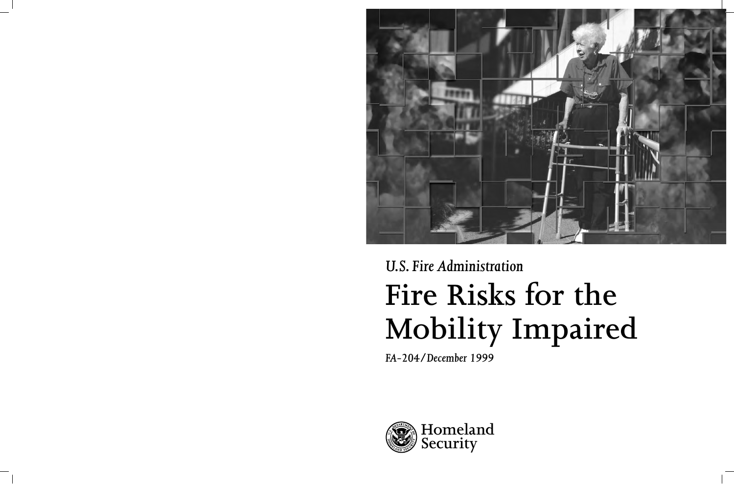*U.S. Fire Administration*

# Fire Risks for the Mobility Impaired

*FA-204/December 1999*

Homeland Security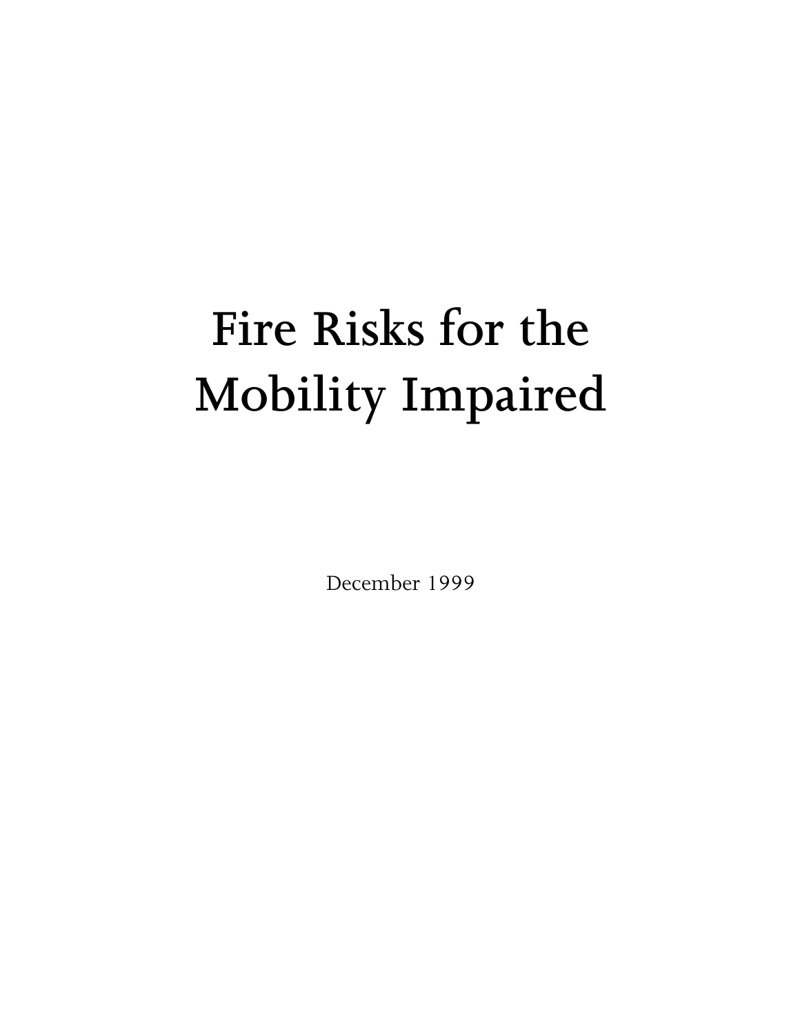# Fire Risks for the Mobility Impaired

December 1999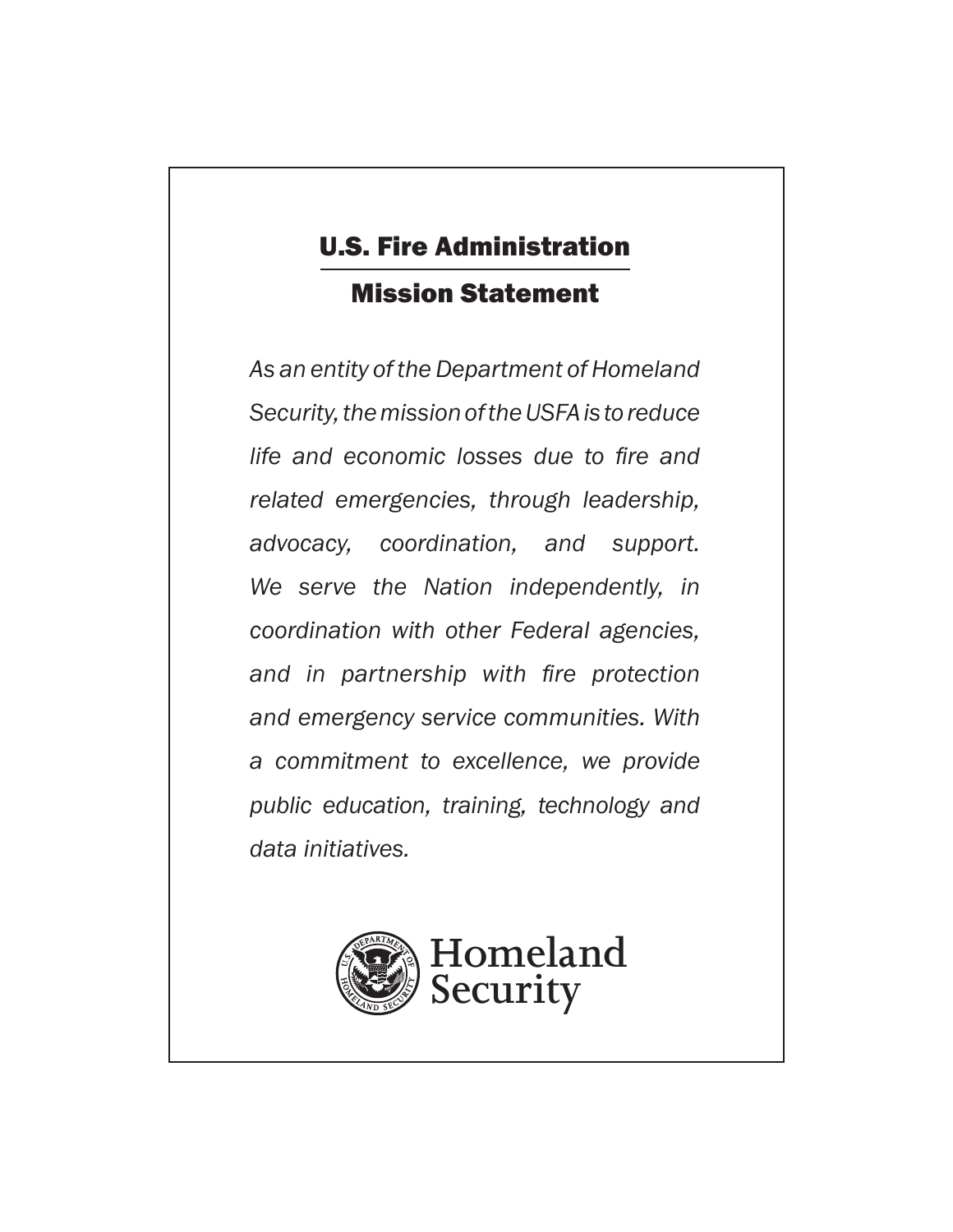# U.S. Fire Administration

## Mission Statement

*As an entity of the Department of Homeland Security, the mission of the USFA is to reduce life and economic losses due to fire and related emergencies, through leadership, advocacy, coordination, and support. We serve the Nation independently, in coordination with other Federal agencies, and in partnership with fire protection and emergency service communities. With a commitment to excellence, we provide public education, training, technology and data initiatives.*

Homeland Security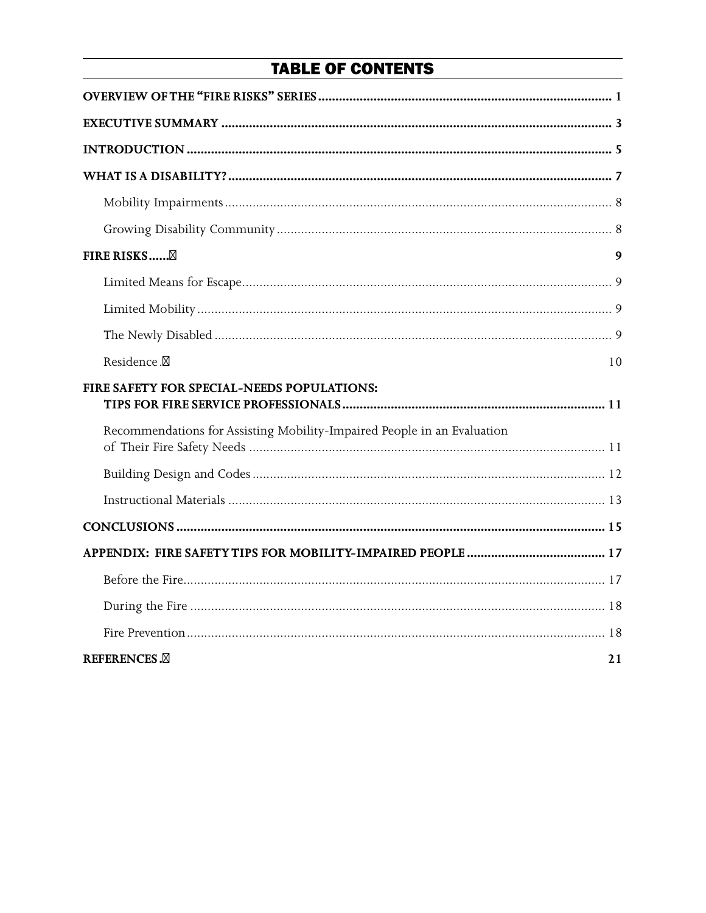# TABLE OF CONTENTS

**OVERVIEW OF THE "FIRE RISKS" SERIES** .................................................................................... 1

**EXECUTIVE SUMMARY** ................................................................................................................ 3

**INTRODUCTION** ............................................................................................................................ 5

**WHAT IS A DISABILITY?** ................................................................................................................ 7

Mobility Impairments ................................................................................................................ 8

Growing Disability Community ................................................................................................. 8

**FIRE RISKS** ...... 9

Limited Means for Escape .......................................................................................................... 9

Limited Mobility ......................................................................................................................... 9

The Newly Disabled .................................................................................................................... 9

Residence . 10

**FIRE SAFETY FOR SPECIAL-NEEDS POPULATIONS: TIPS FOR FIRE SERVICE PROFESSIONALS** ............................................................................ 11

Recommendations for Assisting Mobility-Impaired People in an Evaluation of Their Fire Safety Needs ...................................................................................................... 11

Building Design and Codes ...................................................................................................... 12

Instructional Materials ............................................................................................................. 13

**CONCLUSIONS** .............................................................................................................................. 15

**APPENDIX: FIRE SAFETY TIPS FOR MOBILITY-IMPAIRED PEOPLE** ....................................... 17

Before the Fire ........................................................................................................................... 17

During the Fire .......................................................................................................................... 18

Fire Prevention .......................................................................................................................... 18

**REFERENCES** . 21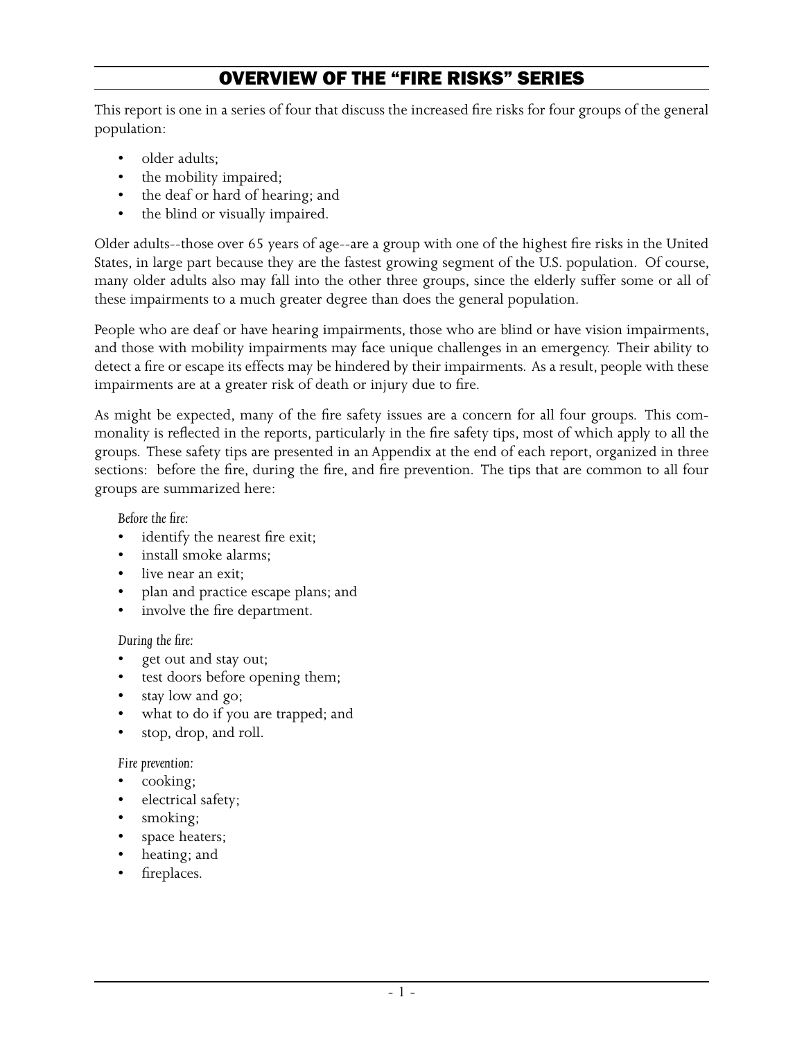# OVERVIEW OF THE "FIRE RISKS" SERIES

This report is one in a series of four that discuss the increased fire risks for four groups of the general population:

- older adults;
- the mobility impaired;
- the deaf or hard of hearing; and
- the blind or visually impaired.

Older adults--those over 65 years of age--are a group with one of the highest fire risks in the United States, in large part because they are the fastest growing segment of the U.S. population. Of course, many older adults also may fall into the other three groups, since the elderly suffer some or all of these impairments to a much greater degree than does the general population.

People who are deaf or have hearing impairments, those who are blind or have vision impairments, and those with mobility impairments may face unique challenges in an emergency. Their ability to detect a fire or escape its effects may be hindered by their impairments. As a result, people with these impairments are at a greater risk of death or injury due to fire.

As might be expected, many of the fire safety issues are a concern for all four groups. This commonality is reflected in the reports, particularly in the fire safety tips, most of which apply to all the groups. These safety tips are presented in an Appendix at the end of each report, organized in three sections: before the fire, during the fire, and fire prevention. The tips that are common to all four groups are summarized here:

*Before the fire:*

- identify the nearest fire exit;
- install smoke alarms;
- live near an exit;
- plan and practice escape plans; and
- involve the fire department.

*During the fire:*

- get out and stay out;
- test doors before opening them;
- stay low and go;
- what to do if you are trapped; and
- stop, drop, and roll.

*Fire prevention:*

- cooking;
- electrical safety;
- smoking;
- space heaters;
- heating; and
- fireplaces.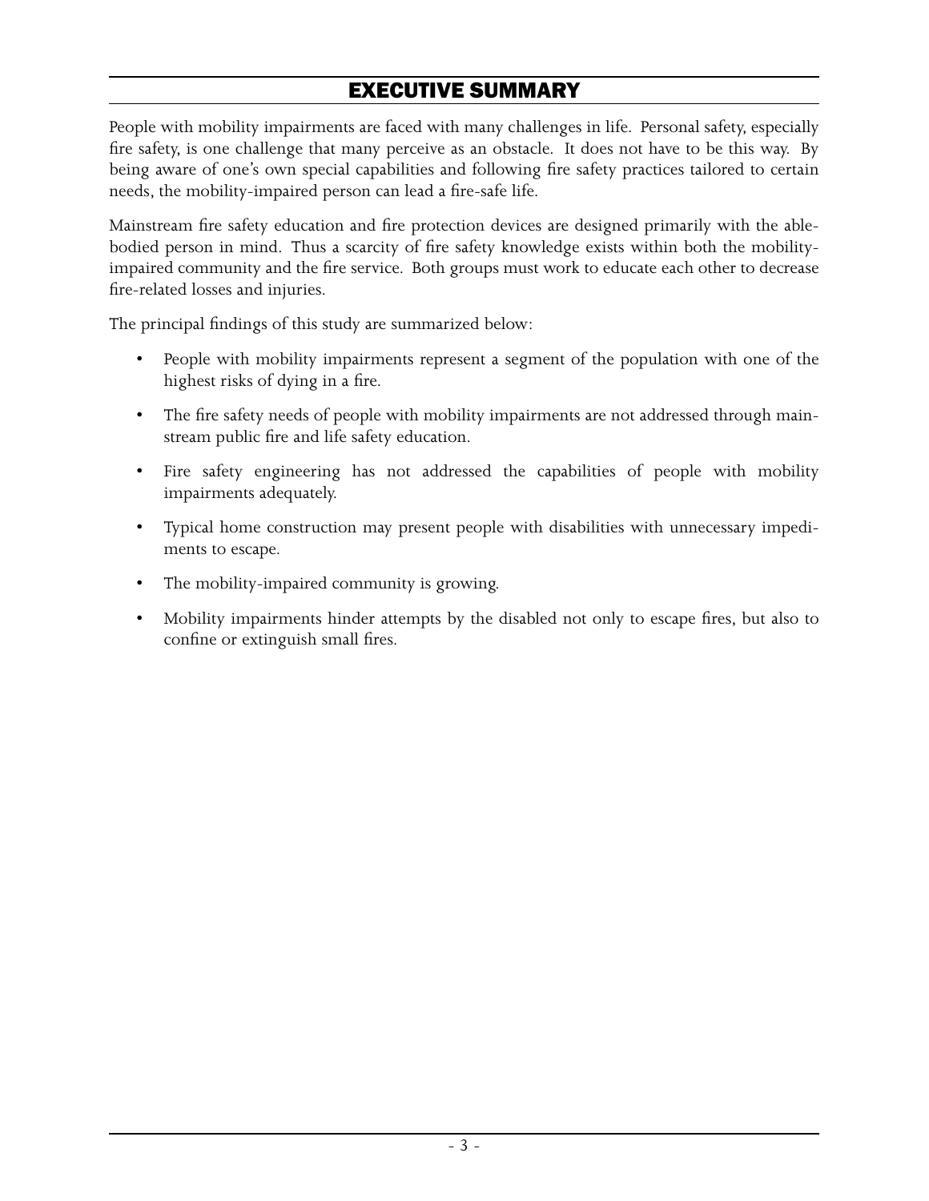# EXECUTIVE SUMMARY

People with mobility impairments are faced with many challenges in life. Personal safety, especially fire safety, is one challenge that many perceive as an obstacle. It does not have to be this way. By being aware of one's own special capabilities and following fire safety practices tailored to certain needs, the mobility-impaired person can lead a fire-safe life.

Mainstream fire safety education and fire protection devices are designed primarily with the able-bodied person in mind. Thus a scarcity of fire safety knowledge exists within both the mobility-impaired community and the fire service. Both groups must work to educate each other to decrease fire-related losses and injuries.

The principal findings of this study are summarized below:

- People with mobility impairments represent a segment of the population with one of the highest risks of dying in a fire.
- The fire safety needs of people with mobility impairments are not addressed through mainstream public fire and life safety education.
- Fire safety engineering has not addressed the capabilities of people with mobility impairments adequately.
- Typical home construction may present people with disabilities with unnecessary impediments to escape.
- The mobility-impaired community is growing.
- Mobility impairments hinder attempts by the disabled not only to escape fires, but also to confine or extinguish small fires.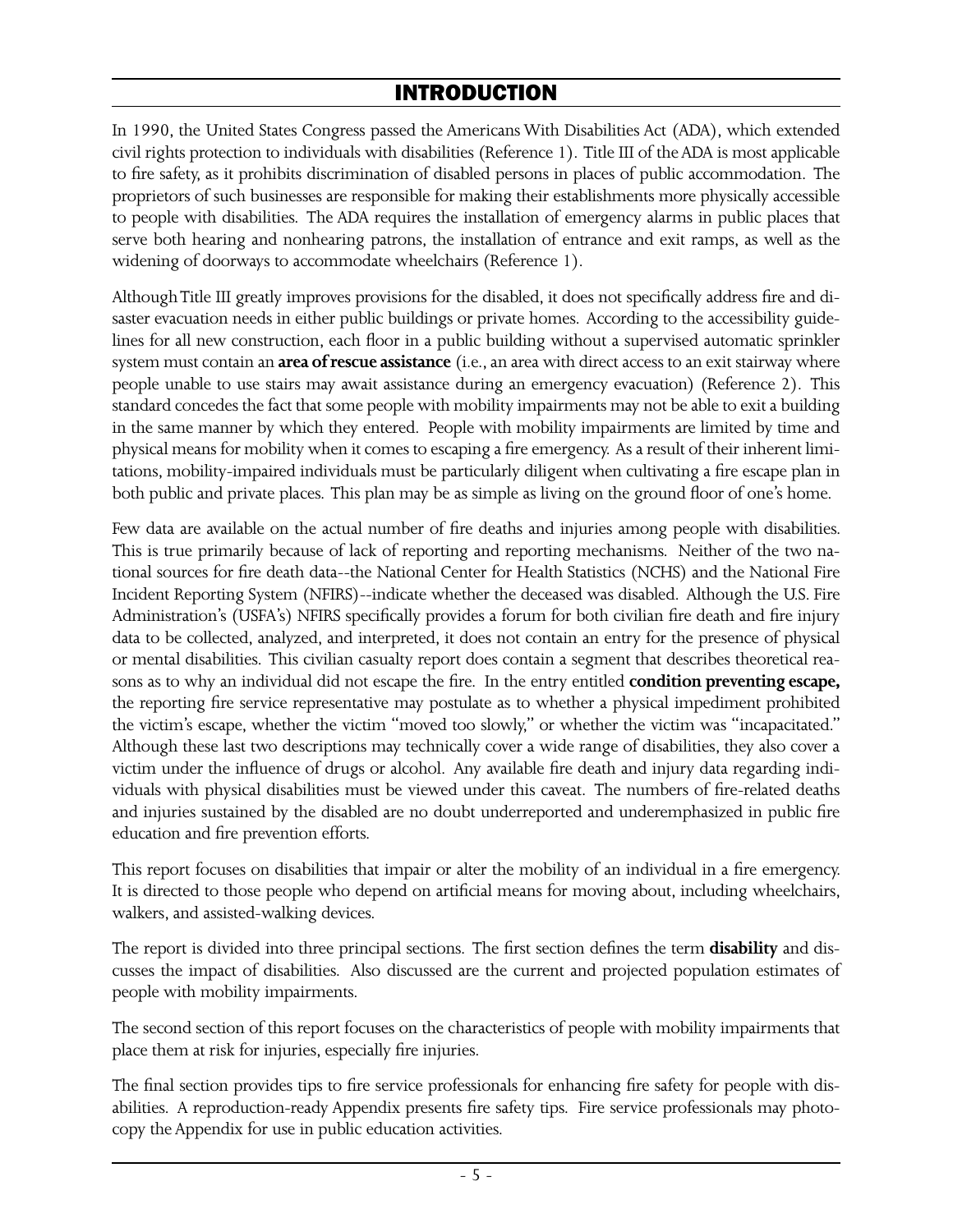# INTRODUCTION

In 1990, the United States Congress passed the Americans With Disabilities Act (ADA), which extended civil rights protection to individuals with disabilities (Reference 1). Title III of the ADA is most applicable to fire safety, as it prohibits discrimination of disabled persons in places of public accommodation. The proprietors of such businesses are responsible for making their establishments more physically accessible to people with disabilities. The ADA requires the installation of emergency alarms in public places that serve both hearing and nonhearing patrons, the installation of entrance and exit ramps, as well as the widening of doorways to accommodate wheelchairs (Reference 1).

Although Title III greatly improves provisions for the disabled, it does not specifically address fire and disaster evacuation needs in either public buildings or private homes. According to the accessibility guidelines for all new construction, each floor in a public building without a supervised automatic sprinkler system must contain an **area of rescue assistance** (i.e., an area with direct access to an exit stairway where people unable to use stairs may await assistance during an emergency evacuation) (Reference 2). This standard concedes the fact that some people with mobility impairments may not be able to exit a building in the same manner by which they entered. People with mobility impairments are limited by time and physical means for mobility when it comes to escaping a fire emergency. As a result of their inherent limitations, mobility-impaired individuals must be particularly diligent when cultivating a fire escape plan in both public and private places. This plan may be as simple as living on the ground floor of one's home.

Few data are available on the actual number of fire deaths and injuries among people with disabilities. This is true primarily because of lack of reporting and reporting mechanisms. Neither of the two national sources for fire death data--the National Center for Health Statistics (NCHS) and the National Fire Incident Reporting System (NFIRS)--indicate whether the deceased was disabled. Although the U.S. Fire Administration's (USFA's) NFIRS specifically provides a forum for both civilian fire death and fire injury data to be collected, analyzed, and interpreted, it does not contain an entry for the presence of physical or mental disabilities. This civilian casualty report does contain a segment that describes theoretical reasons as to why an individual did not escape the fire. In the entry entitled **condition preventing escape,** the reporting fire service representative may postulate as to whether a physical impediment prohibited the victim's escape, whether the victim "moved too slowly," or whether the victim was "incapacitated." Although these last two descriptions may technically cover a wide range of disabilities, they also cover a victim under the influence of drugs or alcohol. Any available fire death and injury data regarding individuals with physical disabilities must be viewed under this caveat. The numbers of fire-related deaths and injuries sustained by the disabled are no doubt underreported and underemphasized in public fire education and fire prevention efforts.

This report focuses on disabilities that impair or alter the mobility of an individual in a fire emergency. It is directed to those people who depend on artificial means for moving about, including wheelchairs, walkers, and assisted-walking devices.

The report is divided into three principal sections. The first section defines the term **disability** and discusses the impact of disabilities. Also discussed are the current and projected population estimates of people with mobility impairments.

The second section of this report focuses on the characteristics of people with mobility impairments that place them at risk for injuries, especially fire injuries.

The final section provides tips to fire service professionals for enhancing fire safety for people with disabilities. A reproduction-ready Appendix presents fire safety tips. Fire service professionals may photocopy the Appendix for use in public education activities.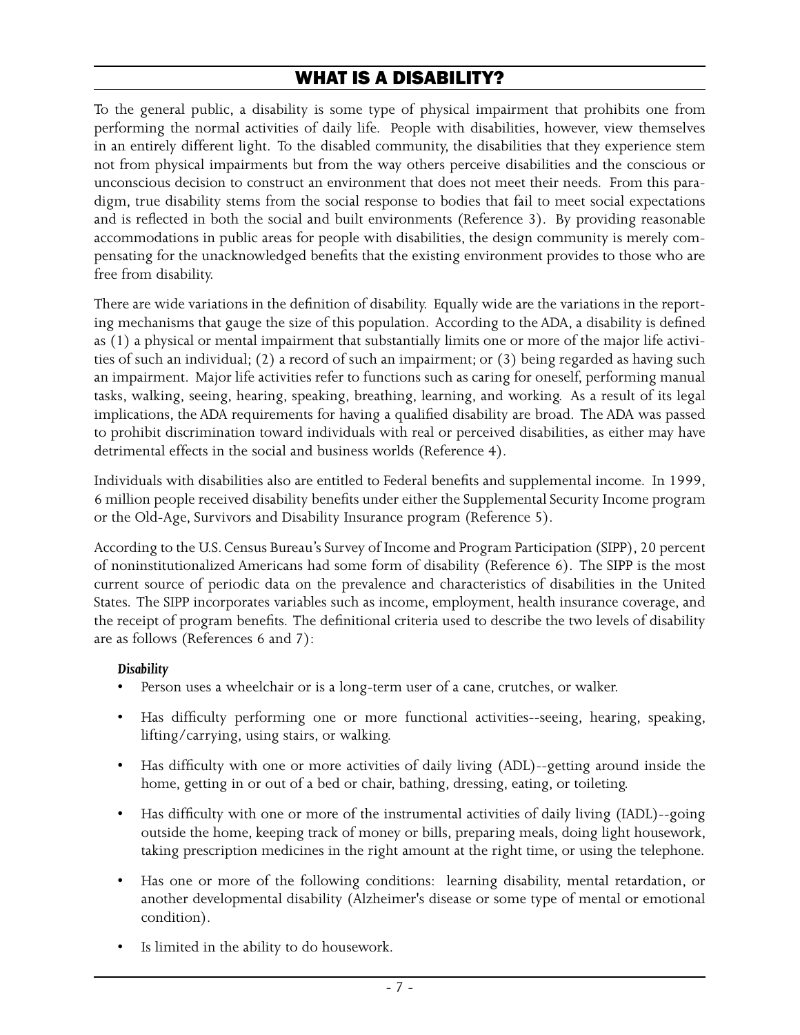# WHAT IS A DISABILITY?

To the general public, a disability is some type of physical impairment that prohibits one from performing the normal activities of daily life. People with disabilities, however, view themselves in an entirely different light. To the disabled community, the disabilities that they experience stem not from physical impairments but from the way others perceive disabilities and the conscious or unconscious decision to construct an environment that does not meet their needs. From this paradigm, true disability stems from the social response to bodies that fail to meet social expectations and is reflected in both the social and built environments (Reference 3). By providing reasonable accommodations in public areas for people with disabilities, the design community is merely compensating for the unacknowledged benefits that the existing environment provides to those who are free from disability.

There are wide variations in the definition of disability. Equally wide are the variations in the reporting mechanisms that gauge the size of this population. According to the ADA, a disability is defined as (1) a physical or mental impairment that substantially limits one or more of the major life activities of such an individual; (2) a record of such an impairment; or (3) being regarded as having such an impairment. Major life activities refer to functions such as caring for oneself, performing manual tasks, walking, seeing, hearing, speaking, breathing, learning, and working. As a result of its legal implications, the ADA requirements for having a qualified disability are broad. The ADA was passed to prohibit discrimination toward individuals with real or perceived disabilities, as either may have detrimental effects in the social and business worlds (Reference 4).

Individuals with disabilities also are entitled to Federal benefits and supplemental income. In 1999, 6 million people received disability benefits under either the Supplemental Security Income program or the Old-Age, Survivors and Disability Insurance program (Reference 5).

According to the U.S. Census Bureau's Survey of Income and Program Participation (SIPP), 20 percent of noninstitutionalized Americans had some form of disability (Reference 6). The SIPP is the most current source of periodic data on the prevalence and characteristics of disabilities in the United States. The SIPP incorporates variables such as income, employment, health insurance coverage, and the receipt of program benefits. The definitional criteria used to describe the two levels of disability are as follows (References 6 and 7):

***Disability***

- Person uses a wheelchair or is a long-term user of a cane, crutches, or walker.
- Has difficulty performing one or more functional activities--seeing, hearing, speaking, lifting/carrying, using stairs, or walking.
- Has difficulty with one or more activities of daily living (ADL)--getting around inside the home, getting in or out of a bed or chair, bathing, dressing, eating, or toileting.
- Has difficulty with one or more of the instrumental activities of daily living (IADL)--going outside the home, keeping track of money or bills, preparing meals, doing light housework, taking prescription medicines in the right amount at the right time, or using the telephone.
- Has one or more of the following conditions: learning disability, mental retardation, or another developmental disability (Alzheimer's disease or some type of mental or emotional condition).
- Is limited in the ability to do housework.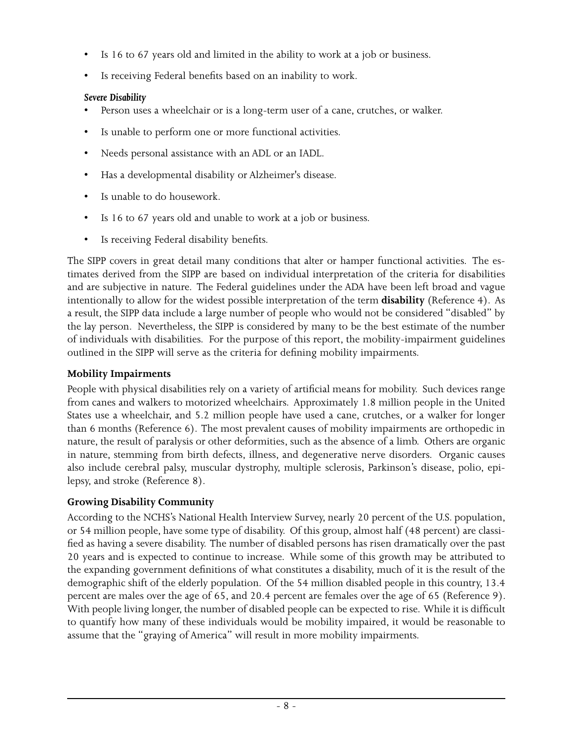- Is 16 to 67 years old and limited in the ability to work at a job or business.
- Is receiving Federal benefits based on an inability to work.

*Severe Disability*

- Person uses a wheelchair or is a long-term user of a cane, crutches, or walker.
- Is unable to perform one or more functional activities.
- Needs personal assistance with an ADL or an IADL.
- Has a developmental disability or Alzheimer's disease.
- Is unable to do housework.
- Is 16 to 67 years old and unable to work at a job or business.
- Is receiving Federal disability benefits.

The SIPP covers in great detail many conditions that alter or hamper functional activities. The estimates derived from the SIPP are based on individual interpretation of the criteria for disabilities and are subjective in nature. The Federal guidelines under the ADA have been left broad and vague intentionally to allow for the widest possible interpretation of the term **disability** (Reference 4). As a result, the SIPP data include a large number of people who would not be considered "disabled" by the lay person. Nevertheless, the SIPP is considered by many to be the best estimate of the number of individuals with disabilities. For the purpose of this report, the mobility-impairment guidelines outlined in the SIPP will serve as the criteria for defining mobility impairments.

**Mobility Impairments**

People with physical disabilities rely on a variety of artificial means for mobility. Such devices range from canes and walkers to motorized wheelchairs. Approximately 1.8 million people in the United States use a wheelchair, and 5.2 million people have used a cane, crutches, or a walker for longer than 6 months (Reference 6). The most prevalent causes of mobility impairments are orthopedic in nature, the result of paralysis or other deformities, such as the absence of a limb. Others are organic in nature, stemming from birth defects, illness, and degenerative nerve disorders. Organic causes also include cerebral palsy, muscular dystrophy, multiple sclerosis, Parkinson's disease, polio, epilepsy, and stroke (Reference 8).

**Growing Disability Community**

According to the NCHS's National Health Interview Survey, nearly 20 percent of the U.S. population, or 54 million people, have some type of disability. Of this group, almost half (48 percent) are classified as having a severe disability. The number of disabled persons has risen dramatically over the past 20 years and is expected to continue to increase. While some of this growth may be attributed to the expanding government definitions of what constitutes a disability, much of it is the result of the demographic shift of the elderly population. Of the 54 million disabled people in this country, 13.4 percent are males over the age of 65, and 20.4 percent are females over the age of 65 (Reference 9). With people living longer, the number of disabled people can be expected to rise. While it is difficult to quantify how many of these individuals would be mobility impaired, it would be reasonable to assume that the "graying of America" will result in more mobility impairments.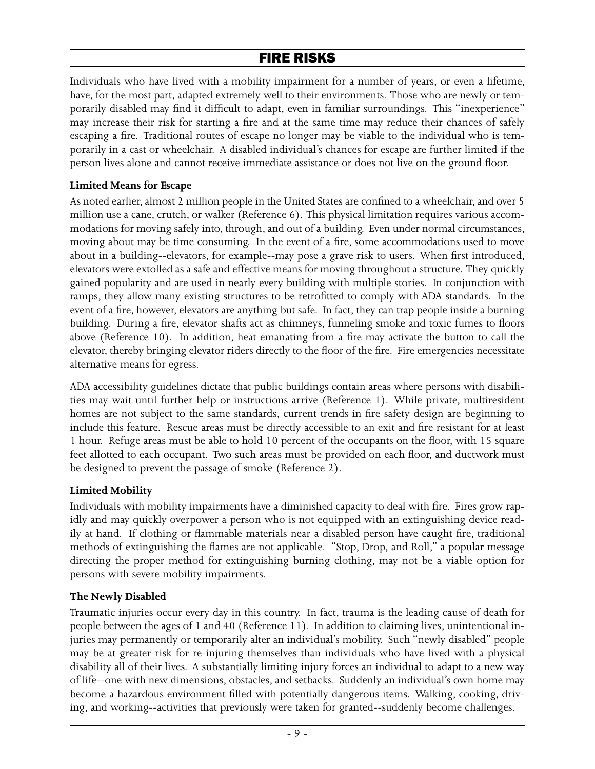# FIRE RISKS

Individuals who have lived with a mobility impairment for a number of years, or even a lifetime, have, for the most part, adapted extremely well to their environments. Those who are newly or temporarily disabled may find it difficult to adapt, even in familiar surroundings. This "inexperience" may increase their risk for starting a fire and at the same time may reduce their chances of safely escaping a fire. Traditional routes of escape no longer may be viable to the individual who is temporarily in a cast or wheelchair. A disabled individual's chances for escape are further limited if the person lives alone and cannot receive immediate assistance or does not live on the ground floor.

**Limited Means for Escape**

As noted earlier, almost 2 million people in the United States are confined to a wheelchair, and over 5 million use a cane, crutch, or walker (Reference 6). This physical limitation requires various accommodations for moving safely into, through, and out of a building. Even under normal circumstances, moving about may be time consuming. In the event of a fire, some accommodations used to move about in a building--elevators, for example--may pose a grave risk to users. When first introduced, elevators were extolled as a safe and effective means for moving throughout a structure. They quickly gained popularity and are used in nearly every building with multiple stories. In conjunction with ramps, they allow many existing structures to be retrofitted to comply with ADA standards. In the event of a fire, however, elevators are anything but safe. In fact, they can trap people inside a burning building. During a fire, elevator shafts act as chimneys, funneling smoke and toxic fumes to floors above (Reference 10). In addition, heat emanating from a fire may activate the button to call the elevator, thereby bringing elevator riders directly to the floor of the fire. Fire emergencies necessitate alternative means for egress.

ADA accessibility guidelines dictate that public buildings contain areas where persons with disabilities may wait until further help or instructions arrive (Reference 1). While private, multiresident homes are not subject to the same standards, current trends in fire safety design are beginning to include this feature. Rescue areas must be directly accessible to an exit and fire resistant for at least 1 hour. Refuge areas must be able to hold 10 percent of the occupants on the floor, with 15 square feet allotted to each occupant. Two such areas must be provided on each floor, and ductwork must be designed to prevent the passage of smoke (Reference 2).

**Limited Mobility**

Individuals with mobility impairments have a diminished capacity to deal with fire. Fires grow rapidly and may quickly overpower a person who is not equipped with an extinguishing device readily at hand. If clothing or flammable materials near a disabled person have caught fire, traditional methods of extinguishing the flames are not applicable. "Stop, Drop, and Roll," a popular message directing the proper method for extinguishing burning clothing, may not be a viable option for persons with severe mobility impairments.

**The Newly Disabled**

Traumatic injuries occur every day in this country. In fact, trauma is the leading cause of death for people between the ages of 1 and 40 (Reference 11). In addition to claiming lives, unintentional injuries may permanently or temporarily alter an individual's mobility. Such "newly disabled" people may be at greater risk for re-injuring themselves than individuals who have lived with a physical disability all of their lives. A substantially limiting injury forces an individual to adapt to a new way of life--one with new dimensions, obstacles, and setbacks. Suddenly an individual's own home may become a hazardous environment filled with potentially dangerous items. Walking, cooking, driving, and working--activities that previously were taken for granted--suddenly become challenges.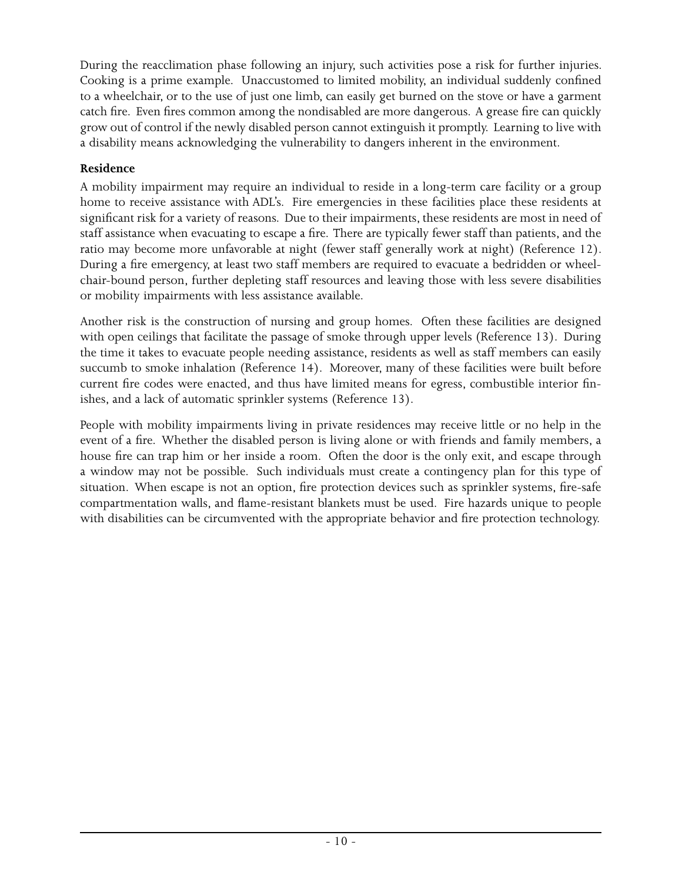During the reacclimation phase following an injury, such activities pose a risk for further injuries. Cooking is a prime example. Unaccustomed to limited mobility, an individual suddenly confined to a wheelchair, or to the use of just one limb, can easily get burned on the stove or have a garment catch fire. Even fires common among the nondisabled are more dangerous. A grease fire can quickly grow out of control if the newly disabled person cannot extinguish it promptly. Learning to live with a disability means acknowledging the vulnerability to dangers inherent in the environment.

**Residence**

A mobility impairment may require an individual to reside in a long-term care facility or a group home to receive assistance with ADL's. Fire emergencies in these facilities place these residents at significant risk for a variety of reasons. Due to their impairments, these residents are most in need of staff assistance when evacuating to escape a fire. There are typically fewer staff than patients, and the ratio may become more unfavorable at night (fewer staff generally work at night) (Reference 12). During a fire emergency, at least two staff members are required to evacuate a bedridden or wheelchair-bound person, further depleting staff resources and leaving those with less severe disabilities or mobility impairments with less assistance available.

Another risk is the construction of nursing and group homes. Often these facilities are designed with open ceilings that facilitate the passage of smoke through upper levels (Reference 13). During the time it takes to evacuate people needing assistance, residents as well as staff members can easily succumb to smoke inhalation (Reference 14). Moreover, many of these facilities were built before current fire codes were enacted, and thus have limited means for egress, combustible interior finishes, and a lack of automatic sprinkler systems (Reference 13).

People with mobility impairments living in private residences may receive little or no help in the event of a fire. Whether the disabled person is living alone or with friends and family members, a house fire can trap him or her inside a room. Often the door is the only exit, and escape through a window may not be possible. Such individuals must create a contingency plan for this type of situation. When escape is not an option, fire protection devices such as sprinkler systems, fire-safe compartmentation walls, and flame-resistant blankets must be used. Fire hazards unique to people with disabilities can be circumvented with the appropriate behavior and fire protection technology.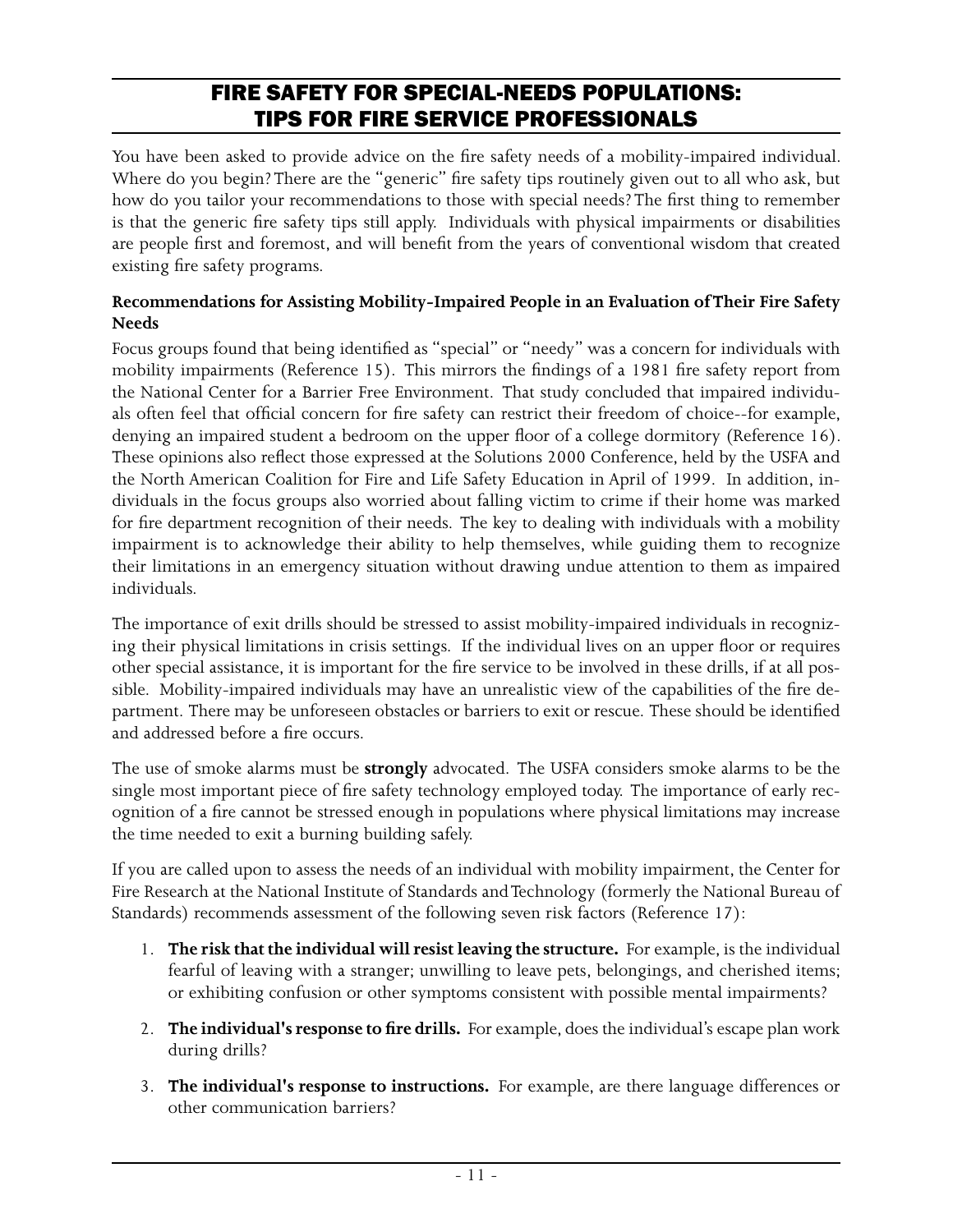## FIRE SAFETY FOR SPECIAL-NEEDS POPULATIONS: TIPS FOR FIRE SERVICE PROFESSIONALS

You have been asked to provide advice on the fire safety needs of a mobility-impaired individual. Where do you begin? There are the "generic" fire safety tips routinely given out to all who ask, but how do you tailor your recommendations to those with special needs? The first thing to remember is that the generic fire safety tips still apply. Individuals with physical impairments or disabilities are people first and foremost, and will benefit from the years of conventional wisdom that created existing fire safety programs.

**Recommendations for Assisting Mobility-Impaired People in an Evaluation of Their Fire Safety Needs**

Focus groups found that being identified as "special" or "needy" was a concern for individuals with mobility impairments (Reference 15). This mirrors the findings of a 1981 fire safety report from the National Center for a Barrier Free Environment. That study concluded that impaired individuals often feel that official concern for fire safety can restrict their freedom of choice--for example, denying an impaired student a bedroom on the upper floor of a college dormitory (Reference 16). These opinions also reflect those expressed at the Solutions 2000 Conference, held by the USFA and the North American Coalition for Fire and Life Safety Education in April of 1999. In addition, individuals in the focus groups also worried about falling victim to crime if their home was marked for fire department recognition of their needs. The key to dealing with individuals with a mobility impairment is to acknowledge their ability to help themselves, while guiding them to recognize their limitations in an emergency situation without drawing undue attention to them as impaired individuals.

The importance of exit drills should be stressed to assist mobility-impaired individuals in recognizing their physical limitations in crisis settings. If the individual lives on an upper floor or requires other special assistance, it is important for the fire service to be involved in these drills, if at all possible. Mobility-impaired individuals may have an unrealistic view of the capabilities of the fire department. There may be unforeseen obstacles or barriers to exit or rescue. These should be identified and addressed before a fire occurs.

The use of smoke alarms must be **strongly** advocated. The USFA considers smoke alarms to be the single most important piece of fire safety technology employed today. The importance of early recognition of a fire cannot be stressed enough in populations where physical limitations may increase the time needed to exit a burning building safely.

If you are called upon to assess the needs of an individual with mobility impairment, the Center for Fire Research at the National Institute of Standards and Technology (formerly the National Bureau of Standards) recommends assessment of the following seven risk factors (Reference 17):

1. **The risk that the individual will resist leaving the structure.** For example, is the individual fearful of leaving with a stranger; unwilling to leave pets, belongings, and cherished items; or exhibiting confusion or other symptoms consistent with possible mental impairments?
2. **The individual's response to fire drills.** For example, does the individual's escape plan work during drills?
3. **The individual's response to instructions.** For example, are there language differences or other communication barriers?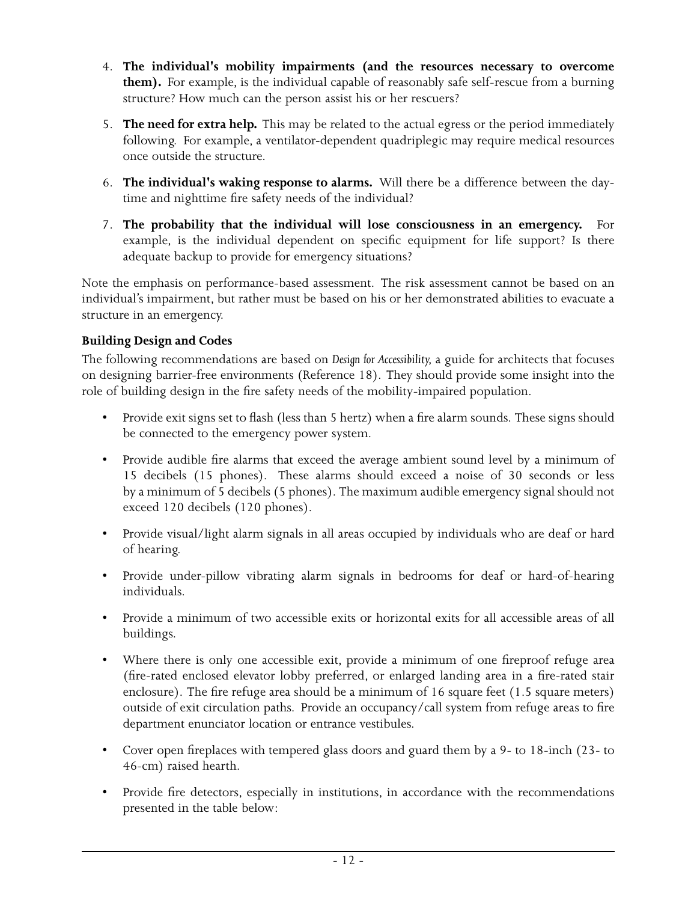4. **The individual's mobility impairments (and the resources necessary to overcome them).** For example, is the individual capable of reasonably safe self-rescue from a burning structure? How much can the person assist his or her rescuers?

5. **The need for extra help.** This may be related to the actual egress or the period immediately following. For example, a ventilator-dependent quadriplegic may require medical resources once outside the structure.

6. **The individual's waking response to alarms.** Will there be a difference between the day-time and nighttime fire safety needs of the individual?

7. **The probability that the individual will lose consciousness in an emergency.** For example, is the individual dependent on specific equipment for life support? Is there adequate backup to provide for emergency situations?

Note the emphasis on performance-based assessment. The risk assessment cannot be based on an individual's impairment, but rather must be based on his or her demonstrated abilities to evacuate a structure in an emergency.

**Building Design and Codes**

The following recommendations are based on *Design for Accessibility,* a guide for architects that focuses on designing barrier-free environments (Reference 18). They should provide some insight into the role of building design in the fire safety needs of the mobility-impaired population.

- Provide exit signs set to flash (less than 5 hertz) when a fire alarm sounds. These signs should be connected to the emergency power system.
- Provide audible fire alarms that exceed the average ambient sound level by a minimum of 15 decibels (15 phones). These alarms should exceed a noise of 30 seconds or less by a minimum of 5 decibels (5 phones). The maximum audible emergency signal should not exceed 120 decibels (120 phones).
- Provide visual/light alarm signals in all areas occupied by individuals who are deaf or hard of hearing.
- Provide under-pillow vibrating alarm signals in bedrooms for deaf or hard-of-hearing individuals.
- Provide a minimum of two accessible exits or horizontal exits for all accessible areas of all buildings.
- Where there is only one accessible exit, provide a minimum of one fireproof refuge area (fire-rated enclosed elevator lobby preferred, or enlarged landing area in a fire-rated stair enclosure). The fire refuge area should be a minimum of 16 square feet (1.5 square meters) outside of exit circulation paths. Provide an occupancy/call system from refuge areas to fire department enunciator location or entrance vestibules.
- Cover open fireplaces with tempered glass doors and guard them by a 9- to 18-inch (23- to 46-cm) raised hearth.
- Provide fire detectors, especially in institutions, in accordance with the recommendations presented in the table below: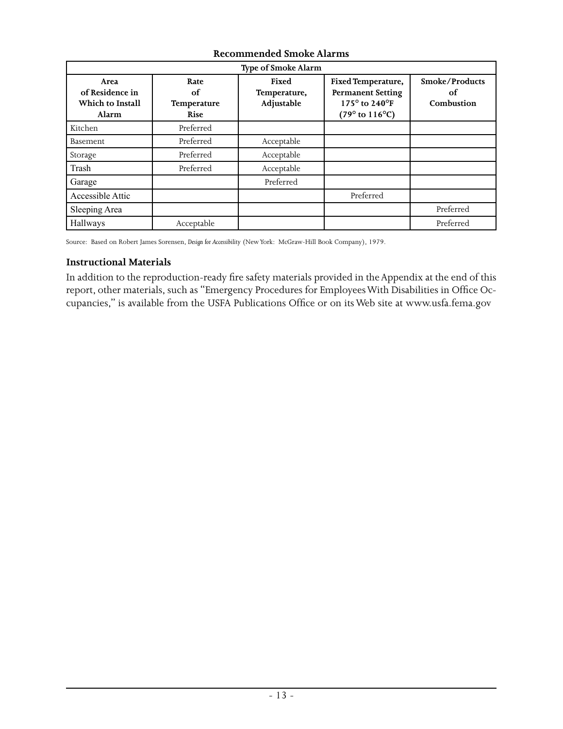**Recommended Smoke Alarms**

| Type of Smoke Alarm | | | | |
|---|---|---|---|---|
| **Area of Residence in Which to Install Alarm** | **Rate of Temperature Rise** | **Fixed Temperature, Adjustable** | **Fixed Temperature, Permanent Setting 175° to 240°F (79° to 116°C)** | **Smoke/Products of Combustion** |
| Kitchen | Preferred | | | |
| Basement | Preferred | Acceptable | | |
| Storage | Preferred | Acceptable | | |
| Trash | Preferred | Acceptable | | |
| Garage | | Preferred | | |
| Accessible Attic | | | Preferred | |
| Sleeping Area | | | | Preferred |
| Hallways | Acceptable | | | Preferred |

Source: Based on Robert James Sorensen, *Design for Accessibility* (New York: McGraw-Hill Book Company), 1979.

**Instructional Materials**

In addition to the reproduction-ready fire safety materials provided in the Appendix at the end of this report, other materials, such as "Emergency Procedures for Employees With Disabilities in Office Occupancies," is available from the USFA Publications Office or on its Web site at www.usfa.fema.gov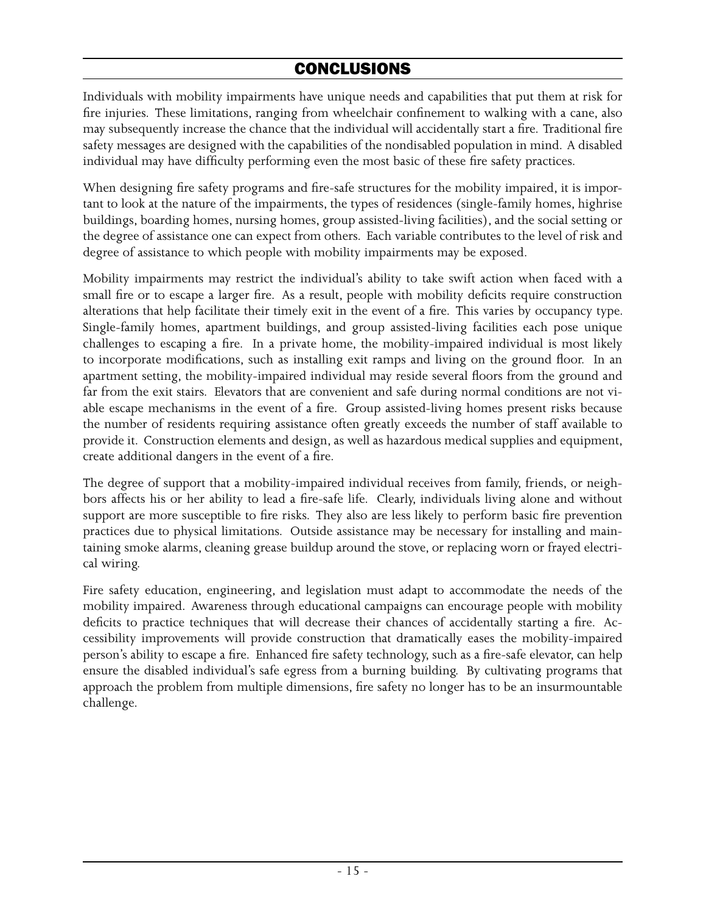# CONCLUSIONS

Individuals with mobility impairments have unique needs and capabilities that put them at risk for fire injuries. These limitations, ranging from wheelchair confinement to walking with a cane, also may subsequently increase the chance that the individual will accidentally start a fire. Traditional fire safety messages are designed with the capabilities of the nondisabled population in mind. A disabled individual may have difficulty performing even the most basic of these fire safety practices.

When designing fire safety programs and fire-safe structures for the mobility impaired, it is important to look at the nature of the impairments, the types of residences (single-family homes, highrise buildings, boarding homes, nursing homes, group assisted-living facilities), and the social setting or the degree of assistance one can expect from others. Each variable contributes to the level of risk and degree of assistance to which people with mobility impairments may be exposed.

Mobility impairments may restrict the individual's ability to take swift action when faced with a small fire or to escape a larger fire. As a result, people with mobility deficits require construction alterations that help facilitate their timely exit in the event of a fire. This varies by occupancy type. Single-family homes, apartment buildings, and group assisted-living facilities each pose unique challenges to escaping a fire. In a private home, the mobility-impaired individual is most likely to incorporate modifications, such as installing exit ramps and living on the ground floor. In an apartment setting, the mobility-impaired individual may reside several floors from the ground and far from the exit stairs. Elevators that are convenient and safe during normal conditions are not viable escape mechanisms in the event of a fire. Group assisted-living homes present risks because the number of residents requiring assistance often greatly exceeds the number of staff available to provide it. Construction elements and design, as well as hazardous medical supplies and equipment, create additional dangers in the event of a fire.

The degree of support that a mobility-impaired individual receives from family, friends, or neighbors affects his or her ability to lead a fire-safe life. Clearly, individuals living alone and without support are more susceptible to fire risks. They also are less likely to perform basic fire prevention practices due to physical limitations. Outside assistance may be necessary for installing and maintaining smoke alarms, cleaning grease buildup around the stove, or replacing worn or frayed electrical wiring.

Fire safety education, engineering, and legislation must adapt to accommodate the needs of the mobility impaired. Awareness through educational campaigns can encourage people with mobility deficits to practice techniques that will decrease their chances of accidentally starting a fire. Accessibility improvements will provide construction that dramatically eases the mobility-impaired person's ability to escape a fire. Enhanced fire safety technology, such as a fire-safe elevator, can help ensure the disabled individual's safe egress from a burning building. By cultivating programs that approach the problem from multiple dimensions, fire safety no longer has to be an insurmountable challenge.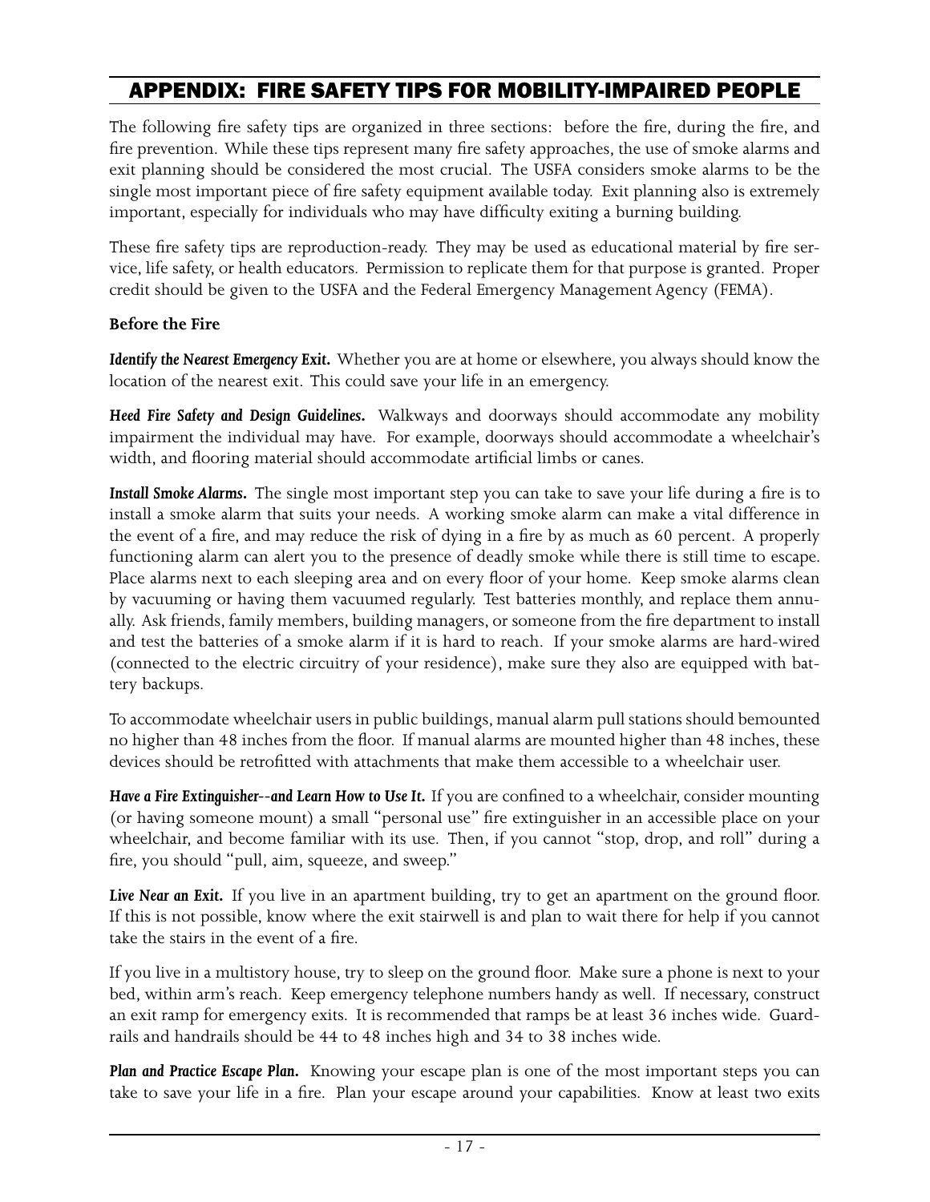## APPENDIX: FIRE SAFETY TIPS FOR MOBILITY-IMPAIRED PEOPLE

The following fire safety tips are organized in three sections: before the fire, during the fire, and fire prevention. While these tips represent many fire safety approaches, the use of smoke alarms and exit planning should be considered the most crucial. The USFA considers smoke alarms to be the single most important piece of fire safety equipment available today. Exit planning also is extremely important, especially for individuals who may have difficulty exiting a burning building.

These fire safety tips are reproduction-ready. They may be used as educational material by fire service, life safety, or health educators. Permission to replicate them for that purpose is granted. Proper credit should be given to the USFA and the Federal Emergency Management Agency (FEMA).

**Before the Fire**

***Identify the Nearest Emergency Exit.*** Whether you are at home or elsewhere, you always should know the location of the nearest exit. This could save your life in an emergency.

***Heed Fire Safety and Design Guidelines.*** Walkways and doorways should accommodate any mobility impairment the individual may have. For example, doorways should accommodate a wheelchair's width, and flooring material should accommodate artificial limbs or canes.

***Install Smoke Alarms.*** The single most important step you can take to save your life during a fire is to install a smoke alarm that suits your needs. A working smoke alarm can make a vital difference in the event of a fire, and may reduce the risk of dying in a fire by as much as 60 percent. A properly functioning alarm can alert you to the presence of deadly smoke while there is still time to escape. Place alarms next to each sleeping area and on every floor of your home. Keep smoke alarms clean by vacuuming or having them vacuumed regularly. Test batteries monthly, and replace them annually. Ask friends, family members, building managers, or someone from the fire department to install and test the batteries of a smoke alarm if it is hard to reach. If your smoke alarms are hard-wired (connected to the electric circuitry of your residence), make sure they also are equipped with battery backups.

To accommodate wheelchair users in public buildings, manual alarm pull stations should bemounted no higher than 48 inches from the floor. If manual alarms are mounted higher than 48 inches, these devices should be retrofitted with attachments that make them accessible to a wheelchair user.

***Have a Fire Extinguisher--and Learn How to Use It.*** If you are confined to a wheelchair, consider mounting (or having someone mount) a small "personal use" fire extinguisher in an accessible place on your wheelchair, and become familiar with its use. Then, if you cannot "stop, drop, and roll" during a fire, you should "pull, aim, squeeze, and sweep."

***Live Near an Exit.*** If you live in an apartment building, try to get an apartment on the ground floor. If this is not possible, know where the exit stairwell is and plan to wait there for help if you cannot take the stairs in the event of a fire.

If you live in a multistory house, try to sleep on the ground floor. Make sure a phone is next to your bed, within arm's reach. Keep emergency telephone numbers handy as well. If necessary, construct an exit ramp for emergency exits. It is recommended that ramps be at least 36 inches wide. Guardrails and handrails should be 44 to 48 inches high and 34 to 38 inches wide.

***Plan and Practice Escape Plan.*** Knowing your escape plan is one of the most important steps you can take to save your life in a fire. Plan your escape around your capabilities. Know at least two exits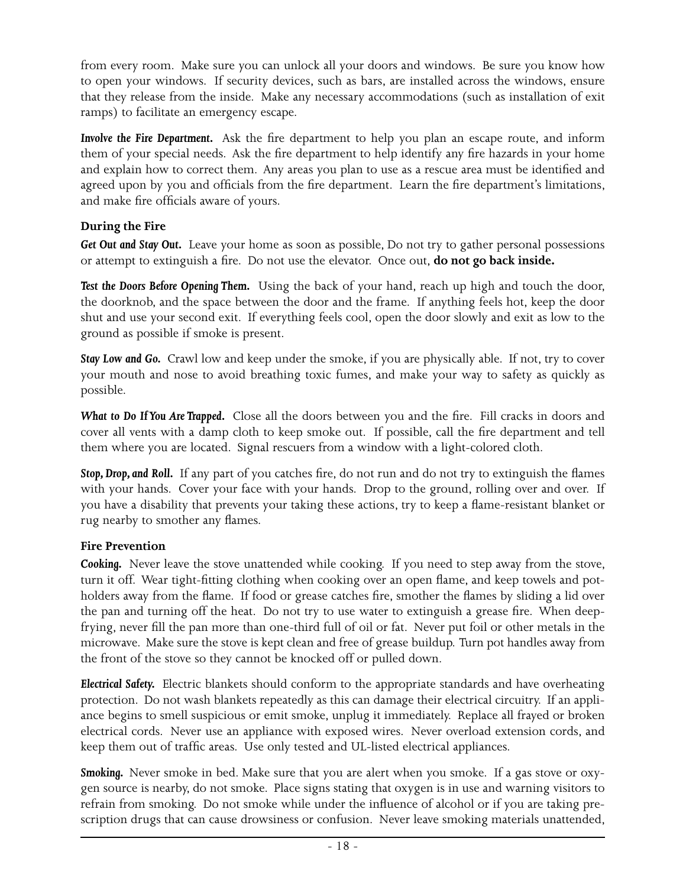from every room. Make sure you can unlock all your doors and windows. Be sure you know how to open your windows. If security devices, such as bars, are installed across the windows, ensure that they release from the inside. Make any necessary accommodations (such as installation of exit ramps) to facilitate an emergency escape.

***Involve the Fire Department.*** Ask the fire department to help you plan an escape route, and inform them of your special needs. Ask the fire department to help identify any fire hazards in your home and explain how to correct them. Any areas you plan to use as a rescue area must be identified and agreed upon by you and officials from the fire department. Learn the fire department's limitations, and make fire officials aware of yours.

### During the Fire

***Get Out and Stay Out.*** Leave your home as soon as possible, Do not try to gather personal possessions or attempt to extinguish a fire. Do not use the elevator. Once out, **do not go back inside.**

***Test the Doors Before Opening Them.*** Using the back of your hand, reach up high and touch the door, the doorknob, and the space between the door and the frame. If anything feels hot, keep the door shut and use your second exit. If everything feels cool, open the door slowly and exit as low to the ground as possible if smoke is present.

***Stay Low and Go.*** Crawl low and keep under the smoke, if you are physically able. If not, try to cover your mouth and nose to avoid breathing toxic fumes, and make your way to safety as quickly as possible.

***What to Do If You Are Trapped.*** Close all the doors between you and the fire. Fill cracks in doors and cover all vents with a damp cloth to keep smoke out. If possible, call the fire department and tell them where you are located. Signal rescuers from a window with a light-colored cloth.

***Stop, Drop, and Roll.*** If any part of you catches fire, do not run and do not try to extinguish the flames with your hands. Cover your face with your hands. Drop to the ground, rolling over and over. If you have a disability that prevents your taking these actions, try to keep a flame-resistant blanket or rug nearby to smother any flames.

### Fire Prevention

***Cooking.*** Never leave the stove unattended while cooking. If you need to step away from the stove, turn it off. Wear tight-fitting clothing when cooking over an open flame, and keep towels and potholders away from the flame. If food or grease catches fire, smother the flames by sliding a lid over the pan and turning off the heat. Do not try to use water to extinguish a grease fire. When deep-frying, never fill the pan more than one-third full of oil or fat. Never put foil or other metals in the microwave. Make sure the stove is kept clean and free of grease buildup. Turn pot handles away from the front of the stove so they cannot be knocked off or pulled down.

***Electrical Safety.*** Electric blankets should conform to the appropriate standards and have overheating protection. Do not wash blankets repeatedly as this can damage their electrical circuitry. If an appliance begins to smell suspicious or emit smoke, unplug it immediately. Replace all frayed or broken electrical cords. Never use an appliance with exposed wires. Never overload extension cords, and keep them out of traffic areas. Use only tested and UL-listed electrical appliances.

***Smoking.*** Never smoke in bed. Make sure that you are alert when you smoke. If a gas stove or oxygen source is nearby, do not smoke. Place signs stating that oxygen is in use and warning visitors to refrain from smoking. Do not smoke while under the influence of alcohol or if you are taking prescription drugs that can cause drowsiness or confusion. Never leave smoking materials unattended,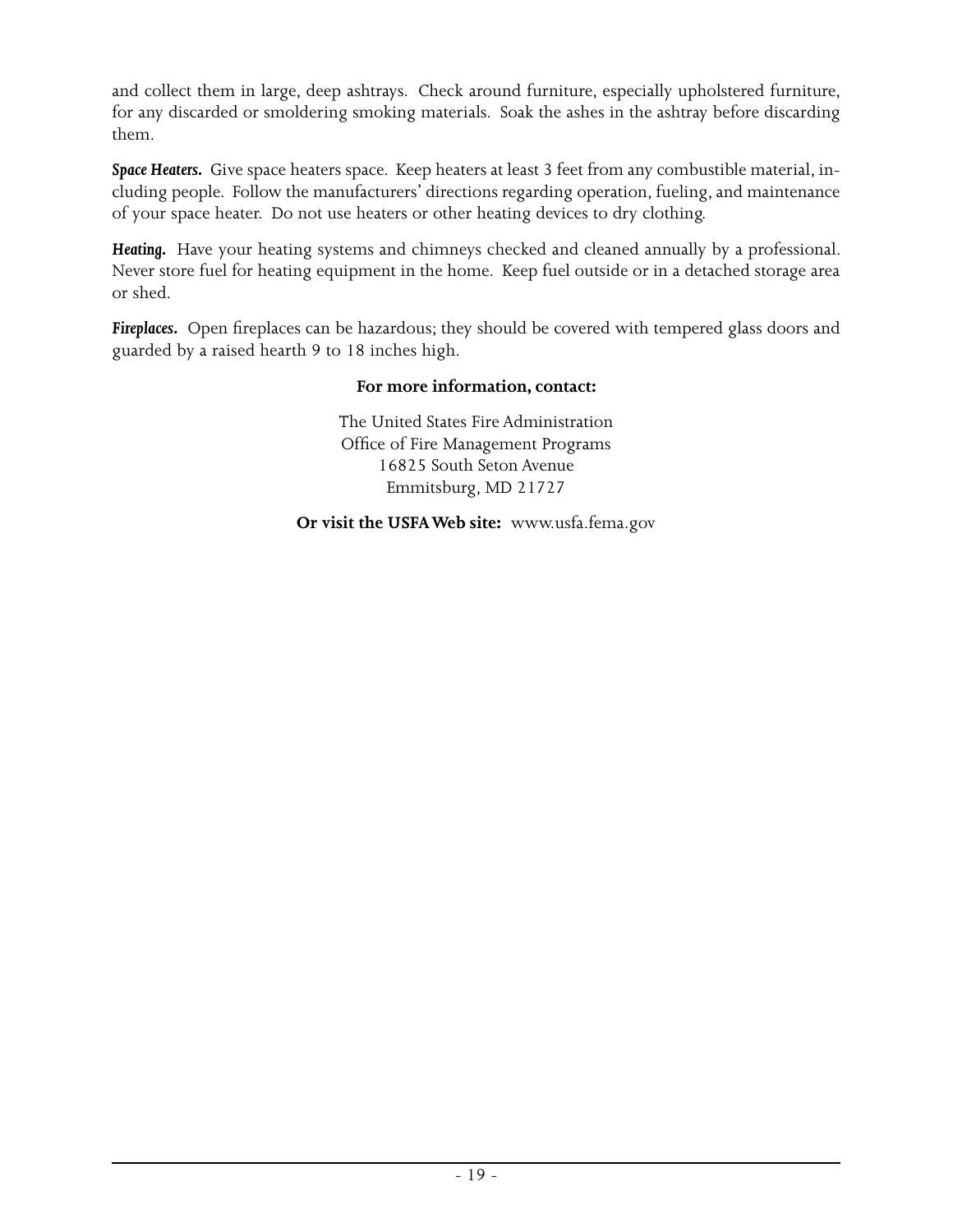and collect them in large, deep ashtrays. Check around furniture, especially upholstered furniture, for any discarded or smoldering smoking materials. Soak the ashes in the ashtray before discarding them.

***Space Heaters.*** Give space heaters space. Keep heaters at least 3 feet from any combustible material, including people. Follow the manufacturers' directions regarding operation, fueling, and maintenance of your space heater. Do not use heaters or other heating devices to dry clothing.

***Heating.*** Have your heating systems and chimneys checked and cleaned annually by a professional. Never store fuel for heating equipment in the home. Keep fuel outside or in a detached storage area or shed.

***Fireplaces.*** Open fireplaces can be hazardous; they should be covered with tempered glass doors and guarded by a raised hearth 9 to 18 inches high.

**For more information, contact:**

The United States Fire Administration
Office of Fire Management Programs
16825 South Seton Avenue
Emmitsburg, MD 21727

**Or visit the USFA Web site:** www.usfa.fema.gov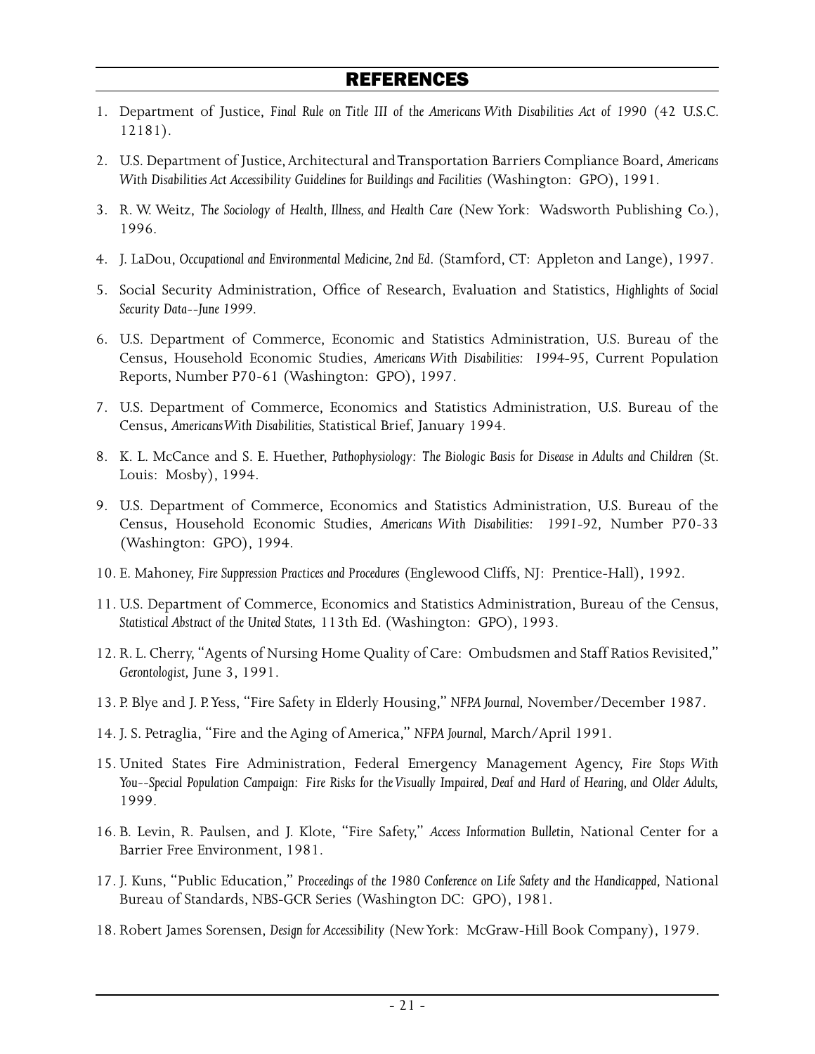## REFERENCES

1. Department of Justice, *Final Rule on Title III of the Americans With Disabilities Act of 1990* (42 U.S.C. 12181).
2. U.S. Department of Justice, Architectural and Transportation Barriers Compliance Board, *Americans With Disabilities Act Accessibility Guidelines for Buildings and Facilities* (Washington: GPO), 1991.
3. R. W. Weitz, *The Sociology of Health, Illness, and Health Care* (New York: Wadsworth Publishing Co.), 1996.
4. J. LaDou, *Occupational and Environmental Medicine, 2nd Ed.* (Stamford, CT: Appleton and Lange), 1997.
5. Social Security Administration, Office of Research, Evaluation and Statistics, *Highlights of Social Security Data--June 1999.*
6. U.S. Department of Commerce, Economic and Statistics Administration, U.S. Bureau of the Census, Household Economic Studies, *Americans With Disabilities: 1994-95*, Current Population Reports, Number P70-61 (Washington: GPO), 1997.
7. U.S. Department of Commerce, Economics and Statistics Administration, U.S. Bureau of the Census, *Americans With Disabilities,* Statistical Brief, January 1994.
8. K. L. McCance and S. E. Huether, *Pathophysiology: The Biologic Basis for Disease in Adults and Children* (St. Louis: Mosby), 1994.
9. U.S. Department of Commerce, Economics and Statistics Administration, U.S. Bureau of the Census, Household Economic Studies, *Americans With Disabilities: 1991-92,* Number P70-33 (Washington: GPO), 1994.
10. E. Mahoney, *Fire Suppression Practices and Procedures* (Englewood Cliffs, NJ: Prentice-Hall), 1992.
11. U.S. Department of Commerce, Economics and Statistics Administration, Bureau of the Census, *Statistical Abstract of the United States,* 113th Ed. (Washington: GPO), 1993.
12. R. L. Cherry, "Agents of Nursing Home Quality of Care: Ombudsmen and Staff Ratios Revisited," *Gerontologist,* June 3, 1991.
13. P. Blye and J. P. Yess, "Fire Safety in Elderly Housing," *NFPA Journal,* November/December 1987.
14. J. S. Petraglia, "Fire and the Aging of America," *NFPA Journal,* March/April 1991.
15. United States Fire Administration, Federal Emergency Management Agency, *Fire Stops With You--Special Population Campaign: Fire Risks for the Visually Impaired, Deaf and Hard of Hearing, and Older Adults,* 1999.
16. B. Levin, R. Paulsen, and J. Klote, "Fire Safety," *Access Information Bulletin,* National Center for a Barrier Free Environment, 1981.
17. J. Kuns, "Public Education," *Proceedings of the 1980 Conference on Life Safety and the Handicapped,* National Bureau of Standards, NBS-GCR Series (Washington DC: GPO), 1981.
18. Robert James Sorensen, *Design for Accessibility* (New York: McGraw-Hill Book Company), 1979.